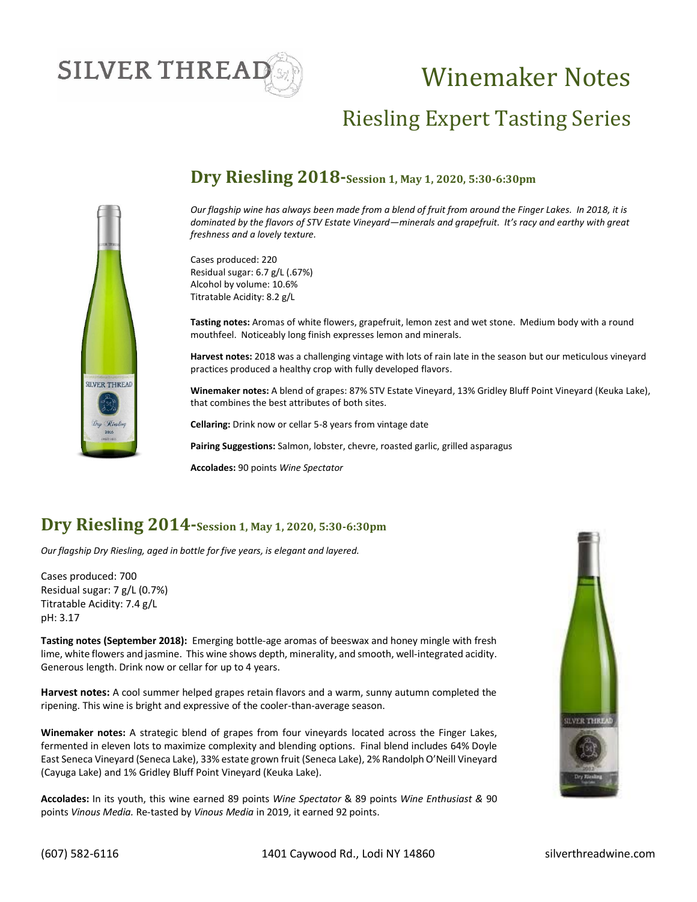SILVER THREAD

# Winemaker Notes

## Riesling Expert Tasting Series

## Dry Riesling 2018-Session 1, May 1, 2020, 5:30-6:30pm

*Our flagship wine has always been made from a blend of fruit from around the Finger Lakes. In 2018, it is dominated by the flavors of STV Estate Vineyard—minerals and grapefruit. It's racy and earthy with great freshness and a lovely texture.*

Cases produced: 220
Residual sugar: 6.7 g/L (.67%)
Alcohol by volume: 10.6%
Titratable Acidity: 8.2 g/L

**Tasting notes:** Aromas of white flowers, grapefruit, lemon zest and wet stone. Medium body with a round mouthfeel. Noticeably long finish expresses lemon and minerals.

**Harvest notes:** 2018 was a challenging vintage with lots of rain late in the season but our meticulous vineyard practices produced a healthy crop with fully developed flavors.

**Winemaker notes:** A blend of grapes: 87% STV Estate Vineyard, 13% Gridley Bluff Point Vineyard (Keuka Lake), that combines the best attributes of both sites.

**Cellaring:** Drink now or cellar 5-8 years from vintage date

**Pairing Suggestions:** Salmon, lobster, chevre, roasted garlic, grilled asparagus

**Accolades:** 90 points *Wine Spectator*

## Dry Riesling 2014-Session 1, May 1, 2020, 5:30-6:30pm

*Our flagship Dry Riesling, aged in bottle for five years, is elegant and layered.*

Cases produced: 700
Residual sugar: 7 g/L (0.7%)
Titratable Acidity: 7.4 g/L
pH: 3.17

**Tasting notes (September 2018):** Emerging bottle-age aromas of beeswax and honey mingle with fresh lime, white flowers and jasmine. This wine shows depth, minerality, and smooth, well-integrated acidity. Generous length. Drink now or cellar for up to 4 years.

**Harvest notes:** A cool summer helped grapes retain flavors and a warm, sunny autumn completed the ripening. This wine is bright and expressive of the cooler-than-average season.

**Winemaker notes:** A strategic blend of grapes from four vineyards located across the Finger Lakes, fermented in eleven lots to maximize complexity and blending options. Final blend includes 64% Doyle East Seneca Vineyard (Seneca Lake), 33% estate grown fruit (Seneca Lake), 2% Randolph O'Neill Vineyard (Cayuga Lake) and 1% Gridley Bluff Point Vineyard (Keuka Lake).

**Accolades:** In its youth, this wine earned 89 points *Wine Spectator* & 89 points *Wine Enthusiast &* 90 points *Vinous Media.* Re-tasted by *Vinous Media* in 2019, it earned 92 points.

(607) 582-6116 1401 Caywood Rd., Lodi NY 14860 silverthreadwine.com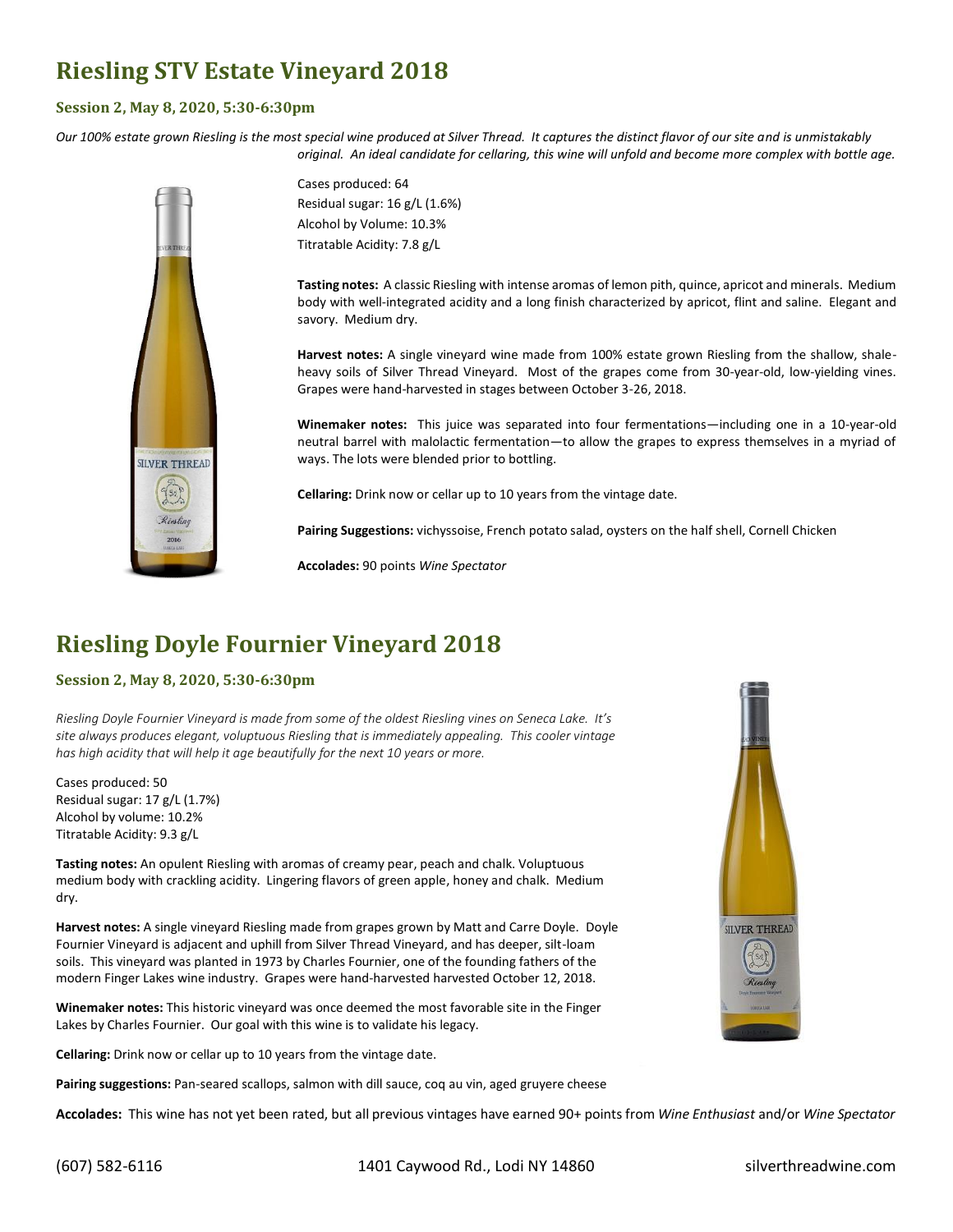# Riesling STV Estate Vineyard 2018

### Session 2, May 8, 2020, 5:30-6:30pm

*Our 100% estate grown Riesling is the most special wine produced at Silver Thread. It captures the distinct flavor of our site and is unmistakably original. An ideal candidate for cellaring, this wine will unfold and become more complex with bottle age.*

Cases produced: 64
Residual sugar: 16 g/L (1.6%)
Alcohol by Volume: 10.3%
Titratable Acidity: 7.8 g/L

**Tasting notes:** A classic Riesling with intense aromas of lemon pith, quince, apricot and minerals. Medium body with well-integrated acidity and a long finish characterized by apricot, flint and saline. Elegant and savory. Medium dry.

**Harvest notes:** A single vineyard wine made from 100% estate grown Riesling from the shallow, shale-heavy soils of Silver Thread Vineyard. Most of the grapes come from 30-year-old, low-yielding vines. Grapes were hand-harvested in stages between October 3-26, 2018.

**Winemaker notes:** This juice was separated into four fermentations—including one in a 10-year-old neutral barrel with malolactic fermentation—to allow the grapes to express themselves in a myriad of ways. The lots were blended prior to bottling.

**Cellaring:** Drink now or cellar up to 10 years from the vintage date.

**Pairing Suggestions:** vichyssoise, French potato salad, oysters on the half shell, Cornell Chicken

**Accolades:** 90 points *Wine Spectator*

# Riesling Doyle Fournier Vineyard 2018

### Session 2, May 8, 2020, 5:30-6:30pm

*Riesling Doyle Fournier Vineyard is made from some of the oldest Riesling vines on Seneca Lake. It's site always produces elegant, voluptuous Riesling that is immediately appealing. This cooler vintage has high acidity that will help it age beautifully for the next 10 years or more.*

Cases produced: 50
Residual sugar: 17 g/L (1.7%)
Alcohol by volume: 10.2%
Titratable Acidity: 9.3 g/L

**Tasting notes:** An opulent Riesling with aromas of creamy pear, peach and chalk. Voluptuous medium body with crackling acidity. Lingering flavors of green apple, honey and chalk. Medium dry.

**Harvest notes:** A single vineyard Riesling made from grapes grown by Matt and Carre Doyle. Doyle Fournier Vineyard is adjacent and uphill from Silver Thread Vineyard, and has deeper, silt-loam soils. This vineyard was planted in 1973 by Charles Fournier, one of the founding fathers of the modern Finger Lakes wine industry. Grapes were hand-harvested harvested October 12, 2018.

**Winemaker notes:** This historic vineyard was once deemed the most favorable site in the Finger Lakes by Charles Fournier. Our goal with this wine is to validate his legacy.

**Cellaring:** Drink now or cellar up to 10 years from the vintage date.

**Pairing suggestions:** Pan-seared scallops, salmon with dill sauce, coq au vin, aged gruyere cheese

**Accolades:** This wine has not yet been rated, but all previous vintages have earned 90+ points from *Wine Enthusiast* and/or *Wine Spectator*

(607) 582-6116 1401 Caywood Rd., Lodi NY 14860 silverthreadwine.com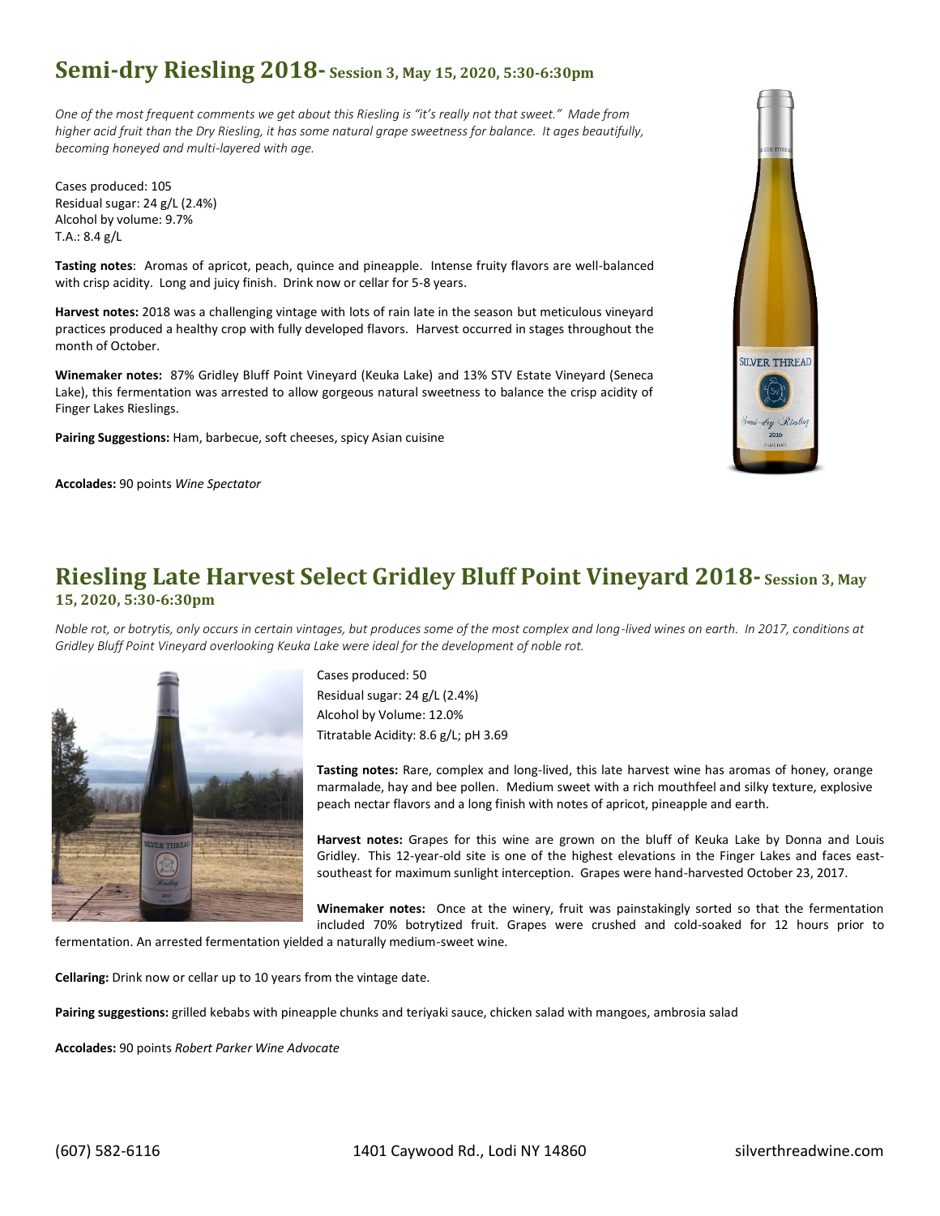## Semi-dry Riesling 2018- Session 3, May 15, 2020, 5:30-6:30pm

*One of the most frequent comments we get about this Riesling is "it's really not that sweet." Made from higher acid fruit than the Dry Riesling, it has some natural grape sweetness for balance. It ages beautifully, becoming honeyed and multi-layered with age.*

Cases produced: 105
Residual sugar: 24 g/L (2.4%)
Alcohol by volume: 9.7%
T.A.: 8.4 g/L

**Tasting notes**: Aromas of apricot, peach, quince and pineapple. Intense fruity flavors are well-balanced with crisp acidity. Long and juicy finish. Drink now or cellar for 5-8 years.

**Harvest notes:** 2018 was a challenging vintage with lots of rain late in the season but meticulous vineyard practices produced a healthy crop with fully developed flavors. Harvest occurred in stages throughout the month of October.

**Winemaker notes:** 87% Gridley Bluff Point Vineyard (Keuka Lake) and 13% STV Estate Vineyard (Seneca Lake), this fermentation was arrested to allow gorgeous natural sweetness to balance the crisp acidity of Finger Lakes Rieslings.

**Pairing Suggestions:** Ham, barbecue, soft cheeses, spicy Asian cuisine

**Accolades:** 90 points *Wine Spectator*

## Riesling Late Harvest Select Gridley Bluff Point Vineyard 2018- Session 3, May 15, 2020, 5:30-6:30pm

*Noble rot, or botrytis, only occurs in certain vintages, but produces some of the most complex and long-lived wines on earth. In 2017, conditions at Gridley Bluff Point Vineyard overlooking Keuka Lake were ideal for the development of noble rot.*

Cases produced: 50
Residual sugar: 24 g/L (2.4%)
Alcohol by Volume: 12.0%
Titratable Acidity: 8.6 g/L; pH 3.69

**Tasting notes:** Rare, complex and long-lived, this late harvest wine has aromas of honey, orange marmalade, hay and bee pollen. Medium sweet with a rich mouthfeel and silky texture, explosive peach nectar flavors and a long finish with notes of apricot, pineapple and earth.

**Harvest notes:** Grapes for this wine are grown on the bluff of Keuka Lake by Donna and Louis Gridley. This 12-year-old site is one of the highest elevations in the Finger Lakes and faces east-southeast for maximum sunlight interception. Grapes were hand-harvested October 23, 2017.

**Winemaker notes:** Once at the winery, fruit was painstakingly sorted so that the fermentation included 70% botrytized fruit. Grapes were crushed and cold-soaked for 12 hours prior to fermentation. An arrested fermentation yielded a naturally medium-sweet wine.

**Cellaring:** Drink now or cellar up to 10 years from the vintage date.

**Pairing suggestions:** grilled kebabs with pineapple chunks and teriyaki sauce, chicken salad with mangoes, ambrosia salad

**Accolades:** 90 points *Robert Parker Wine Advocate*

(607) 582-6116 1401 Caywood Rd., Lodi NY 14860 silverthreadwine.com